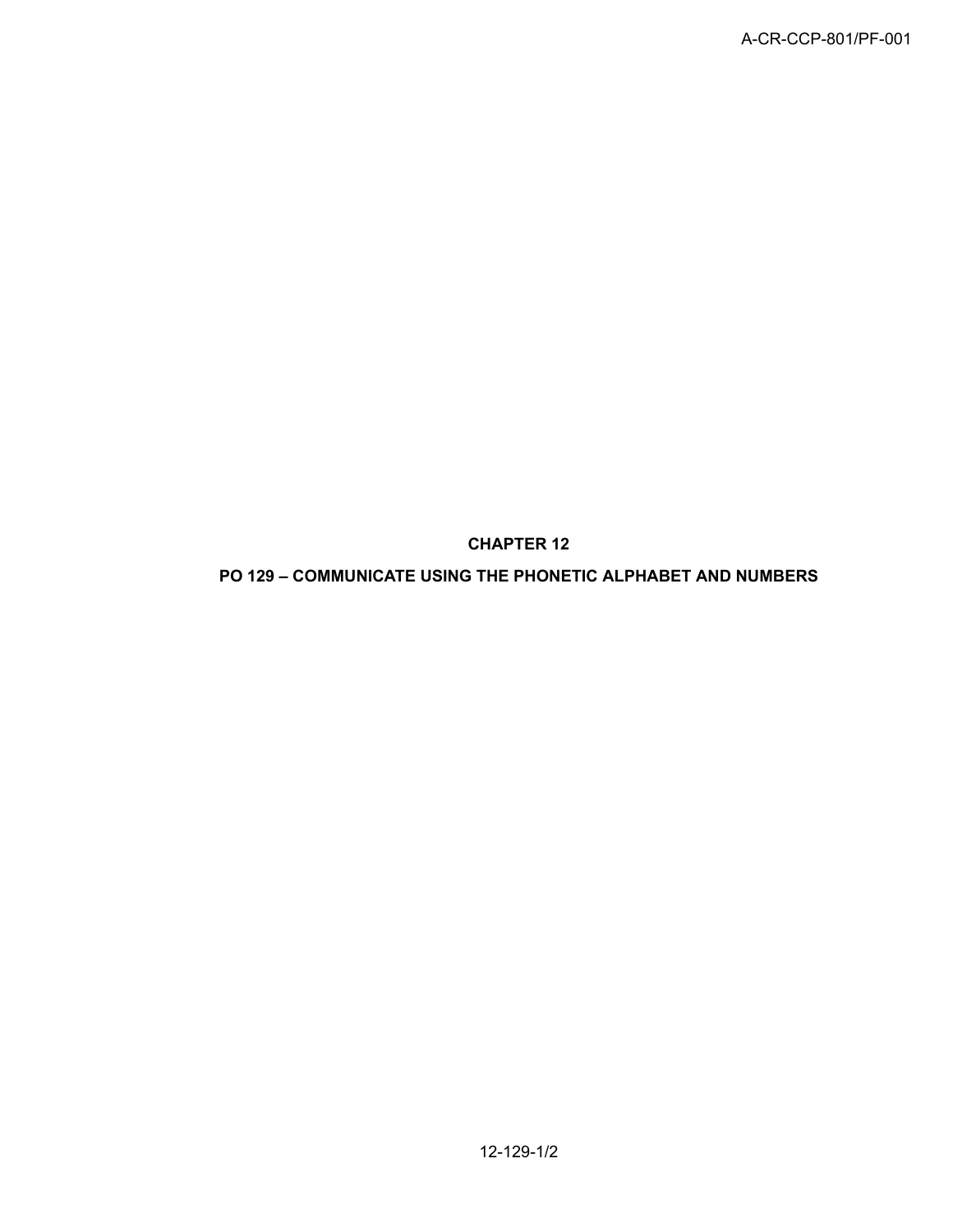# CHAPTER 12

## PO 129 – COMMUNICATE USING THE PHONETIC ALPHABET AND NUMBERS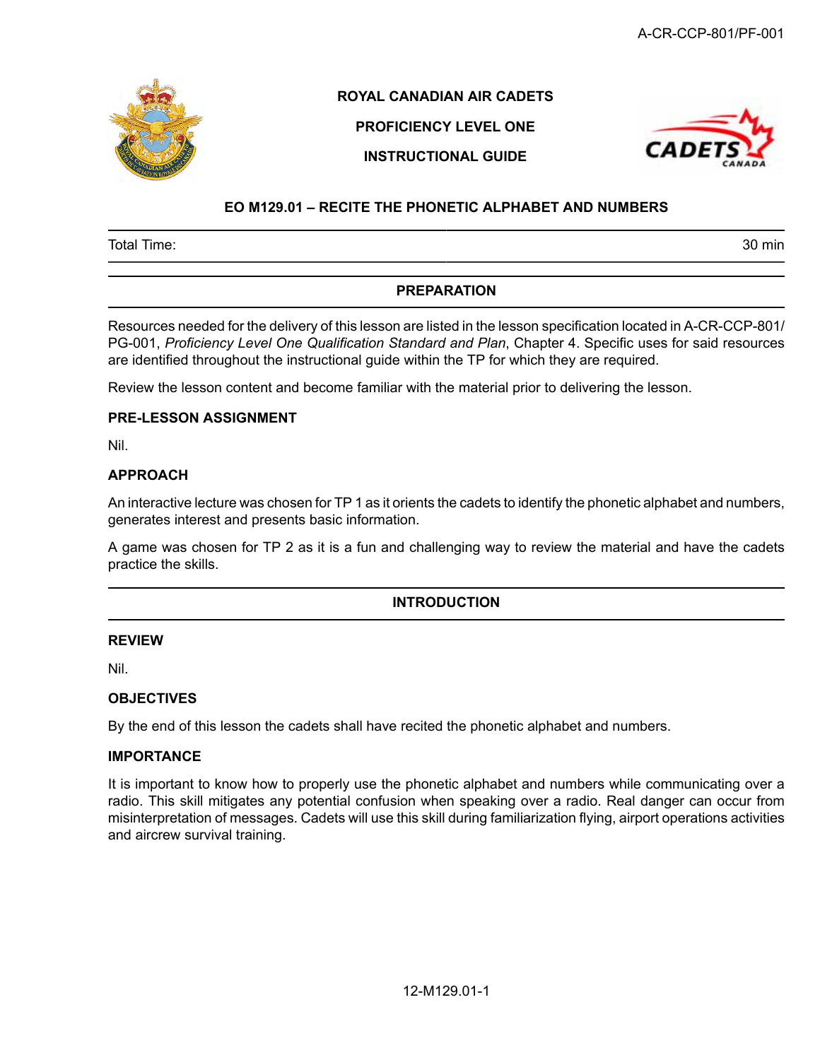**ROYAL CANADIAN AIR CADETS**

**PROFICIENCY LEVEL ONE**

**INSTRUCTIONAL GUIDE**

# EO M129.01 – RECITE THE PHONETIC ALPHABET AND NUMBERS

| Total Time: | 30 min |
|---|---|

## PREPARATION

Resources needed for the delivery of this lesson are listed in the lesson specification located in A-CR-CCP-801/PG-001, *Proficiency Level One Qualification Standard and Plan*, Chapter 4. Specific uses for said resources are identified throughout the instructional guide within the TP for which they are required.

Review the lesson content and become familiar with the material prior to delivering the lesson.

### PRE-LESSON ASSIGNMENT

Nil.

### APPROACH

An interactive lecture was chosen for TP 1 as it orients the cadets to identify the phonetic alphabet and numbers, generates interest and presents basic information.

A game was chosen for TP 2 as it is a fun and challenging way to review the material and have the cadets practice the skills.

## INTRODUCTION

### REVIEW

Nil.

### OBJECTIVES

By the end of this lesson the cadets shall have recited the phonetic alphabet and numbers.

### IMPORTANCE

It is important to know how to properly use the phonetic alphabet and numbers while communicating over a radio. This skill mitigates any potential confusion when speaking over a radio. Real danger can occur from misinterpretation of messages. Cadets will use this skill during familiarization flying, airport operations activities and aircrew survival training.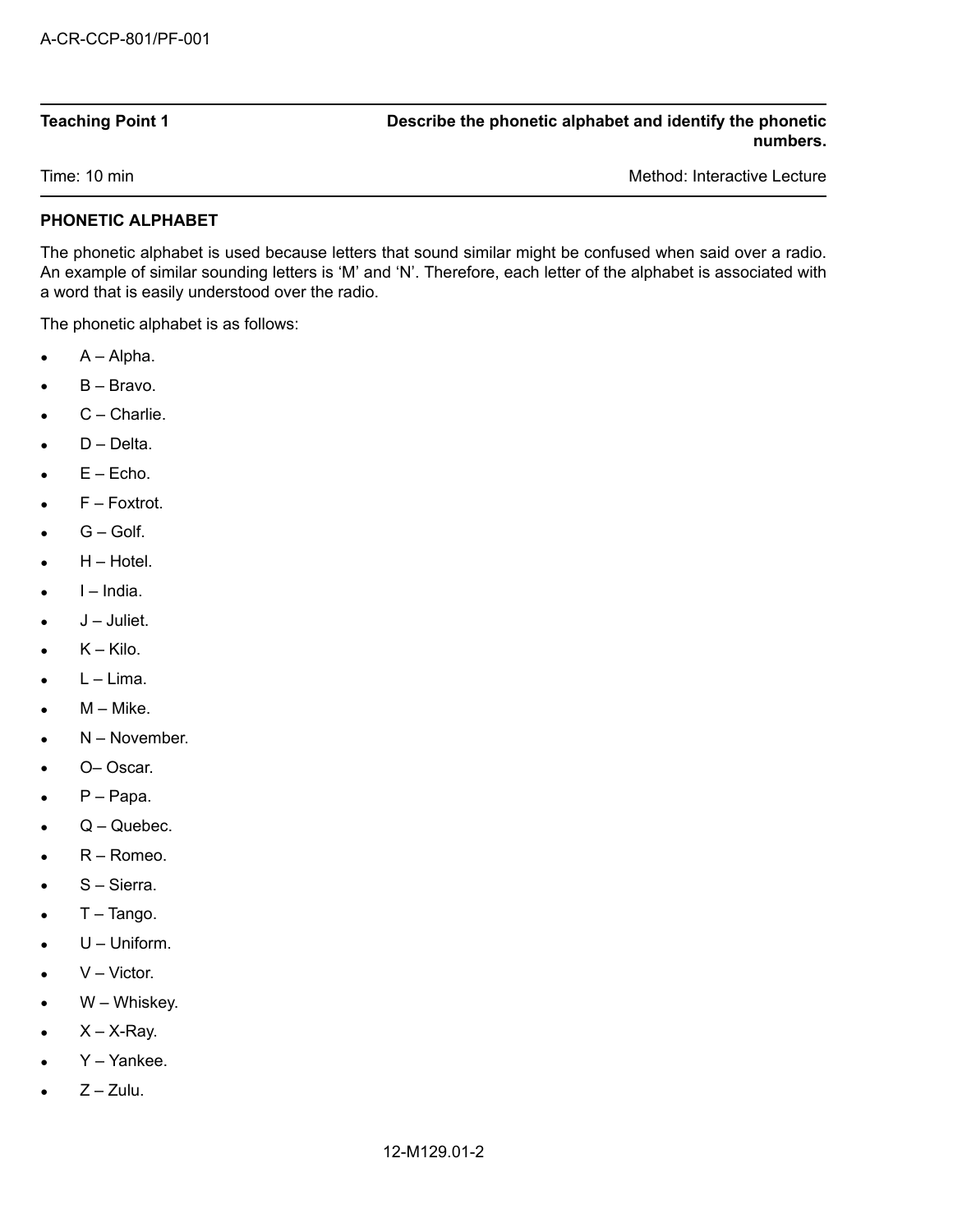| Teaching Point 1 | Describe the phonetic alphabet and identify the phonetic numbers. |
|---|---|
| Time: 10 min | Method: Interactive Lecture |

**PHONETIC ALPHABET**

The phonetic alphabet is used because letters that sound similar might be confused when said over a radio. An example of similar sounding letters is ‘M’ and ‘N’. Therefore, each letter of the alphabet is associated with a word that is easily understood over the radio.

The phonetic alphabet is as follows:

- A – Alpha.
- B – Bravo.
- C – Charlie.
- D – Delta.
- E – Echo.
- F – Foxtrot.
- G – Golf.
- H – Hotel.
- I – India.
- J – Juliet.
- K – Kilo.
- L – Lima.
- M – Mike.
- N – November.
- O– Oscar.
- P – Papa.
- Q – Quebec.
- R – Romeo.
- S – Sierra.
- T – Tango.
- U – Uniform.
- V – Victor.
- W – Whiskey.
- X – X-Ray.
- Y – Yankee.
- Z – Zulu.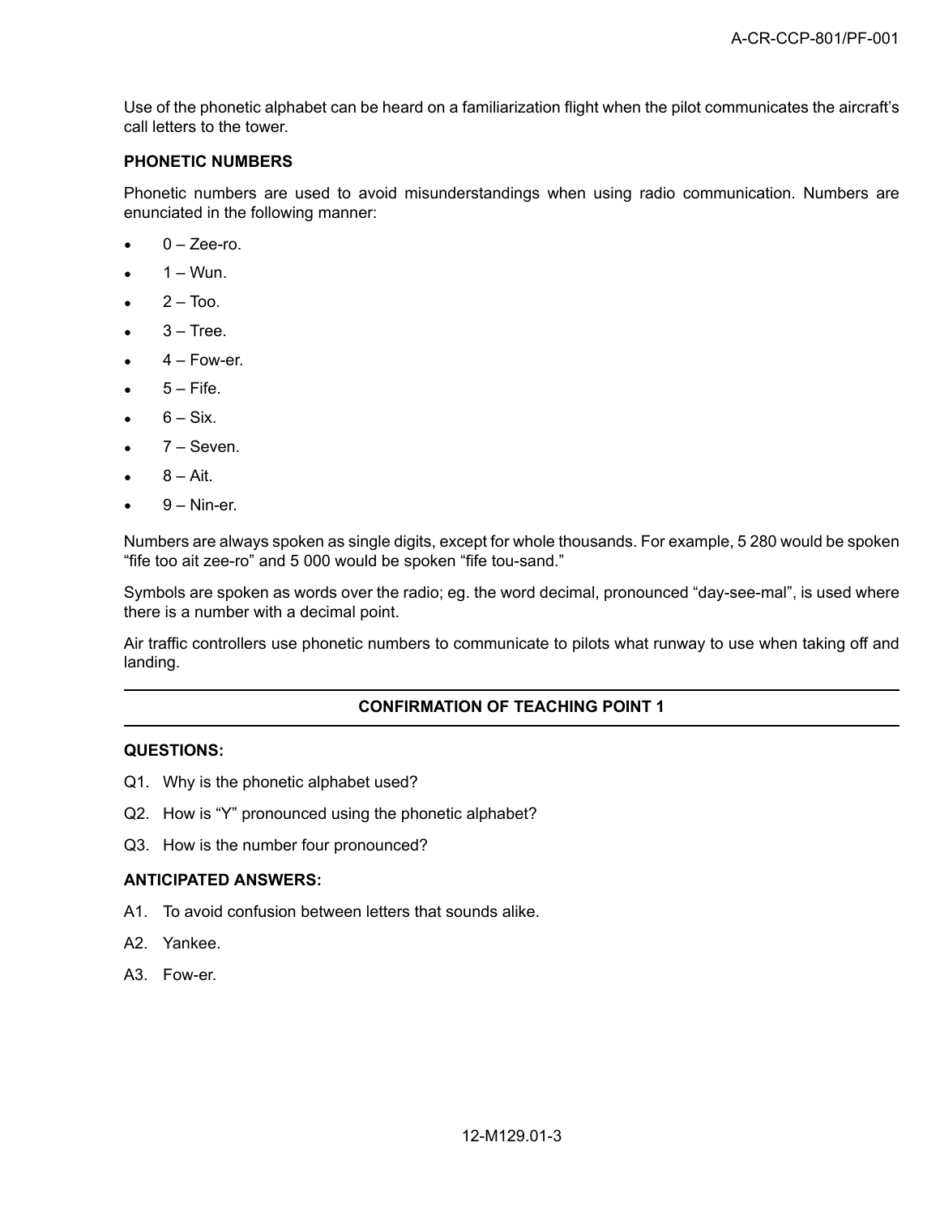Use of the phonetic alphabet can be heard on a familiarization flight when the pilot communicates the aircraft's call letters to the tower.

**PHONETIC NUMBERS**

Phonetic numbers are used to avoid misunderstandings when using radio communication. Numbers are enunciated in the following manner:

- 0 – Zee-ro.
- 1 – Wun.
- 2 – Too.
- 3 – Tree.
- 4 – Fow-er.
- 5 – Fife.
- 6 – Six.
- 7 – Seven.
- 8 – Ait.
- 9 – Nin-er.

Numbers are always spoken as single digits, except for whole thousands. For example, 5 280 would be spoken "fife too ait zee-ro" and 5 000 would be spoken "fife tou-sand."

Symbols are spoken as words over the radio; eg. the word decimal, pronounced "day-see-mal", is used where there is a number with a decimal point.

Air traffic controllers use phonetic numbers to communicate to pilots what runway to use when taking off and landing.

---

**CONFIRMATION OF TEACHING POINT 1**

---

**QUESTIONS:**

Q1. Why is the phonetic alphabet used?

Q2. How is "Y" pronounced using the phonetic alphabet?

Q3. How is the number four pronounced?

**ANTICIPATED ANSWERS:**

A1. To avoid confusion between letters that sounds alike.

A2. Yankee.

A3. Fow-er.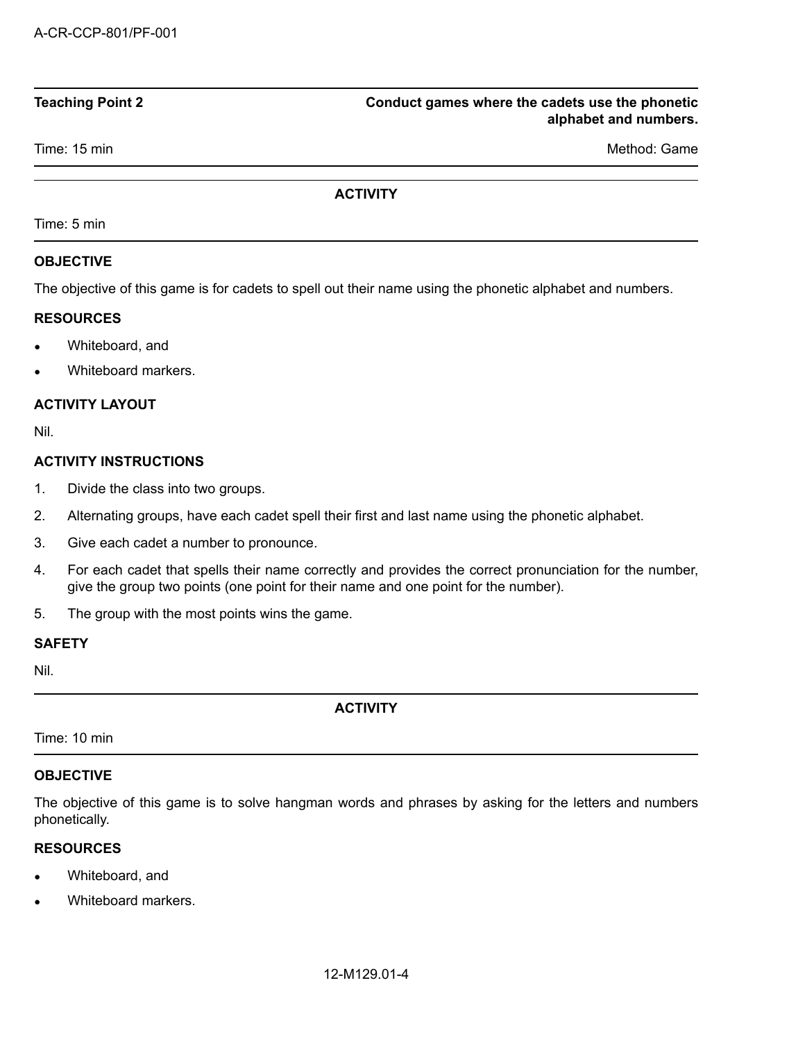| Teaching Point 2 | Conduct games where the cadets use the phonetic alphabet and numbers. |
| --- | --- |
| Time: 15 min | Method: Game |

## ACTIVITY

Time: 5 min

### OBJECTIVE

The objective of this game is for cadets to spell out their name using the phonetic alphabet and numbers.

### RESOURCES

- Whiteboard, and
- Whiteboard markers.

### ACTIVITY LAYOUT

Nil.

### ACTIVITY INSTRUCTIONS

1. Divide the class into two groups.
2. Alternating groups, have each cadet spell their first and last name using the phonetic alphabet.
3. Give each cadet a number to pronounce.
4. For each cadet that spells their name correctly and provides the correct pronunciation for the number, give the group two points (one point for their name and one point for the number).
5. The group with the most points wins the game.

### SAFETY

Nil.

## ACTIVITY

Time: 10 min

### OBJECTIVE

The objective of this game is to solve hangman words and phrases by asking for the letters and numbers phonetically.

### RESOURCES

- Whiteboard, and
- Whiteboard markers.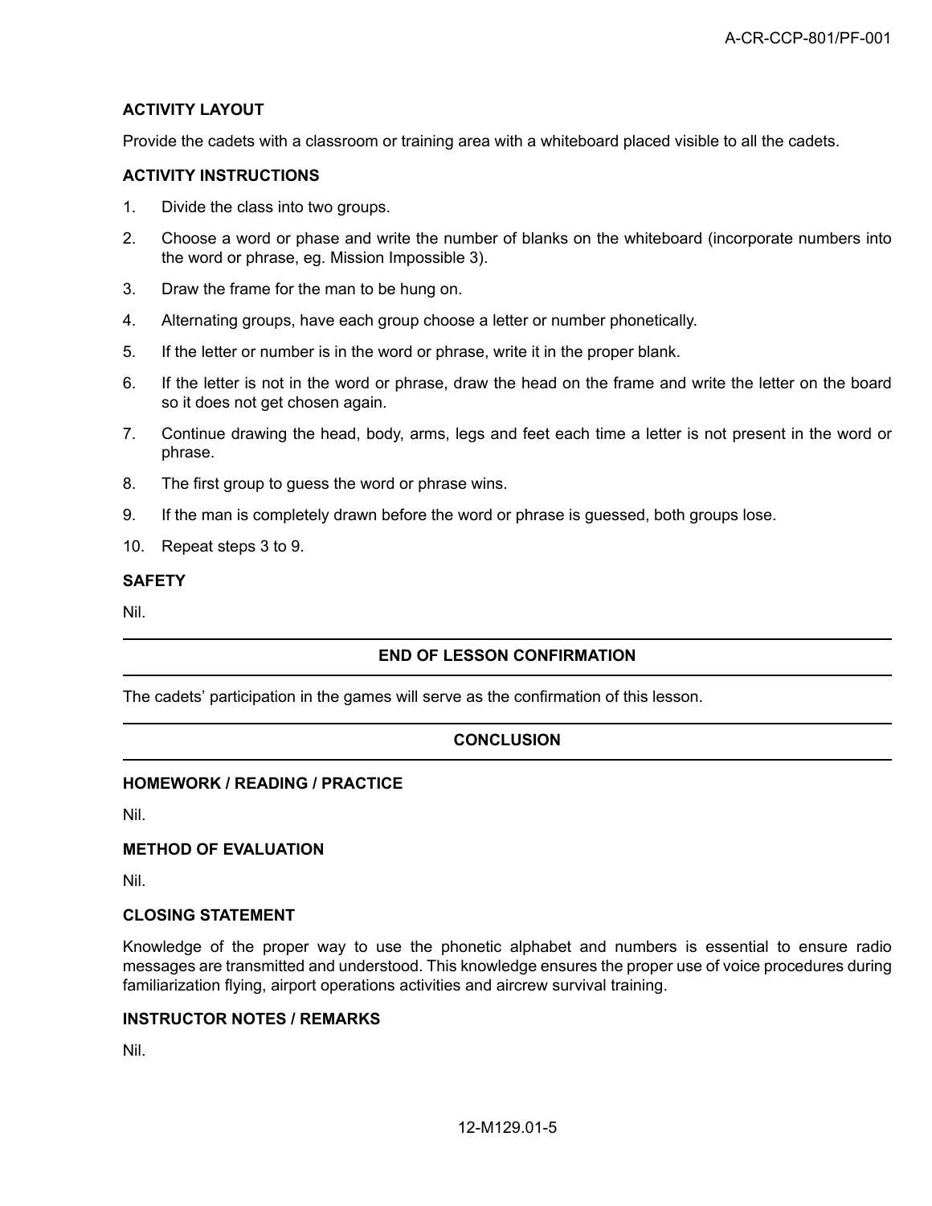**ACTIVITY LAYOUT**

Provide the cadets with a classroom or training area with a whiteboard placed visible to all the cadets.

**ACTIVITY INSTRUCTIONS**

1. Divide the class into two groups.
2. Choose a word or phase and write the number of blanks on the whiteboard (incorporate numbers into the word or phrase, eg. Mission Impossible 3).
3. Draw the frame for the man to be hung on.
4. Alternating groups, have each group choose a letter or number phonetically.
5. If the letter or number is in the word or phrase, write it in the proper blank.
6. If the letter is not in the word or phrase, draw the head on the frame and write the letter on the board so it does not get chosen again.
7. Continue drawing the head, body, arms, legs and feet each time a letter is not present in the word or phrase.
8. The first group to guess the word or phrase wins.
9. If the man is completely drawn before the word or phrase is guessed, both groups lose.
10. Repeat steps 3 to 9.

**SAFETY**

Nil.

## END OF LESSON CONFIRMATION

The cadets' participation in the games will serve as the confirmation of this lesson.

## CONCLUSION

**HOMEWORK / READING / PRACTICE**

Nil.

**METHOD OF EVALUATION**

Nil.

**CLOSING STATEMENT**

Knowledge of the proper way to use the phonetic alphabet and numbers is essential to ensure radio messages are transmitted and understood. This knowledge ensures the proper use of voice procedures during familiarization flying, airport operations activities and aircrew survival training.

**INSTRUCTOR NOTES / REMARKS**

Nil.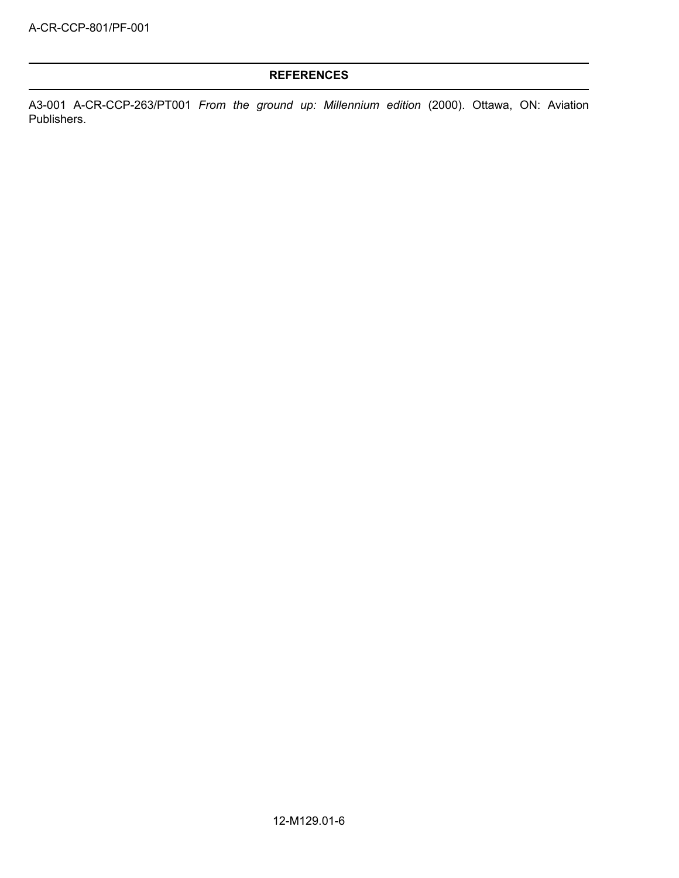## REFERENCES

A3-001 A-CR-CCP-263/PT001 *From the ground up: Millennium edition* (2000). Ottawa, ON: Aviation Publishers.